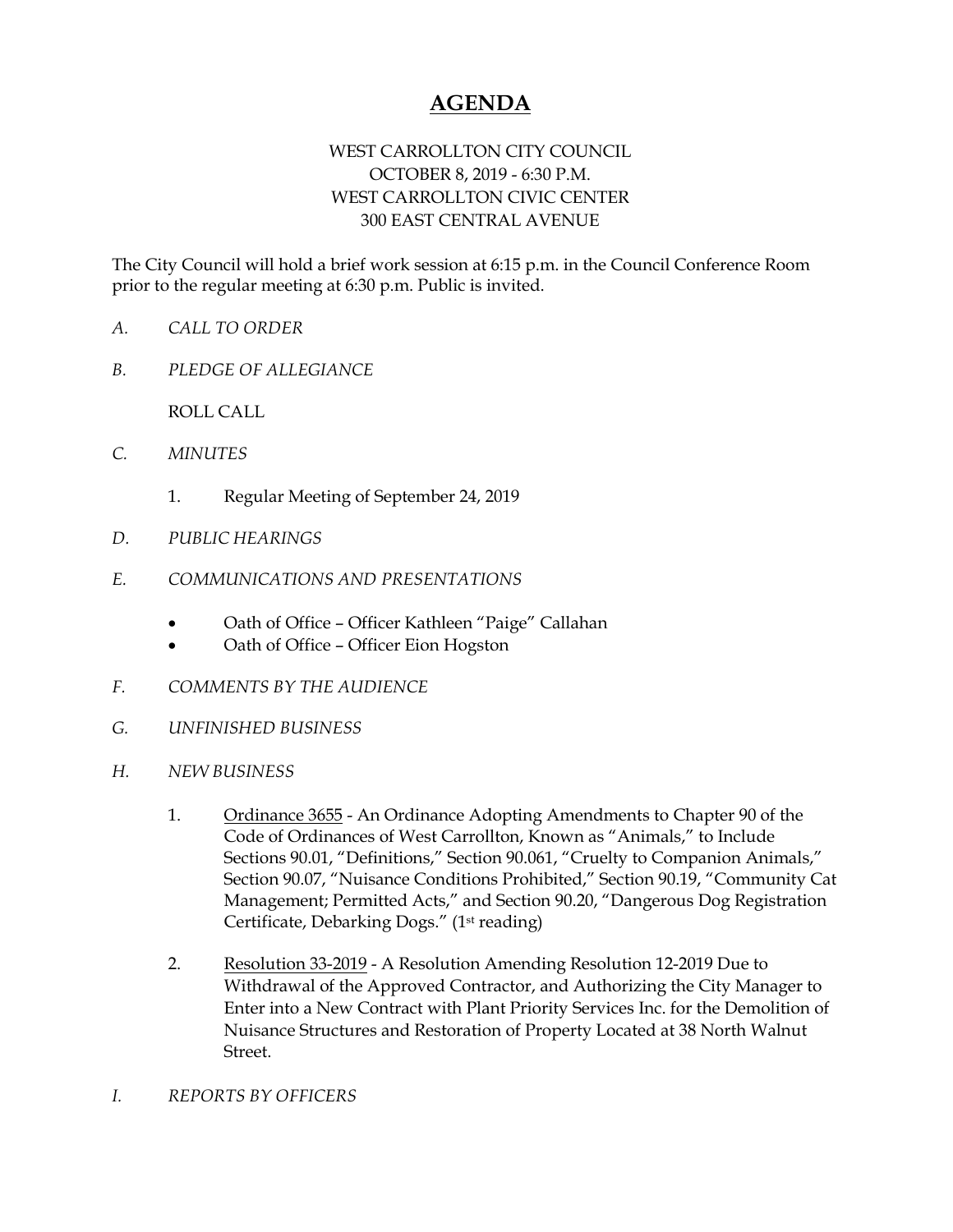# AGENDA

WEST CARROLLTON CITY COUNCIL
OCTOBER 8, 2019 - 6:30 P.M.
WEST CARROLLTON CIVIC CENTER
300 EAST CENTRAL AVENUE

The City Council will hold a brief work session at 6:15 p.m. in the Council Conference Room prior to the regular meeting at 6:30 p.m. Public is invited.

*A. CALL TO ORDER*

*B. PLEDGE OF ALLEGIANCE*

ROLL CALL

*C. MINUTES*

1. Regular Meeting of September 24, 2019

*D. PUBLIC HEARINGS*

*E. COMMUNICATIONS AND PRESENTATIONS*

- Oath of Office – Officer Kathleen "Paige" Callahan
- Oath of Office – Officer Eion Hogston

*F. COMMENTS BY THE AUDIENCE*

*G. UNFINISHED BUSINESS*

*H. NEW BUSINESS*

1. Ordinance 3655 - An Ordinance Adopting Amendments to Chapter 90 of the Code of Ordinances of West Carrollton, Known as "Animals," to Include Sections 90.01, "Definitions," Section 90.061, "Cruelty to Companion Animals," Section 90.07, "Nuisance Conditions Prohibited," Section 90.19, "Community Cat Management; Permitted Acts," and Section 90.20, "Dangerous Dog Registration Certificate, Debarking Dogs." (1st reading)

2. Resolution 33-2019 - A Resolution Amending Resolution 12-2019 Due to Withdrawal of the Approved Contractor, and Authorizing the City Manager to Enter into a New Contract with Plant Priority Services Inc. for the Demolition of Nuisance Structures and Restoration of Property Located at 38 North Walnut Street.

*I. REPORTS BY OFFICERS*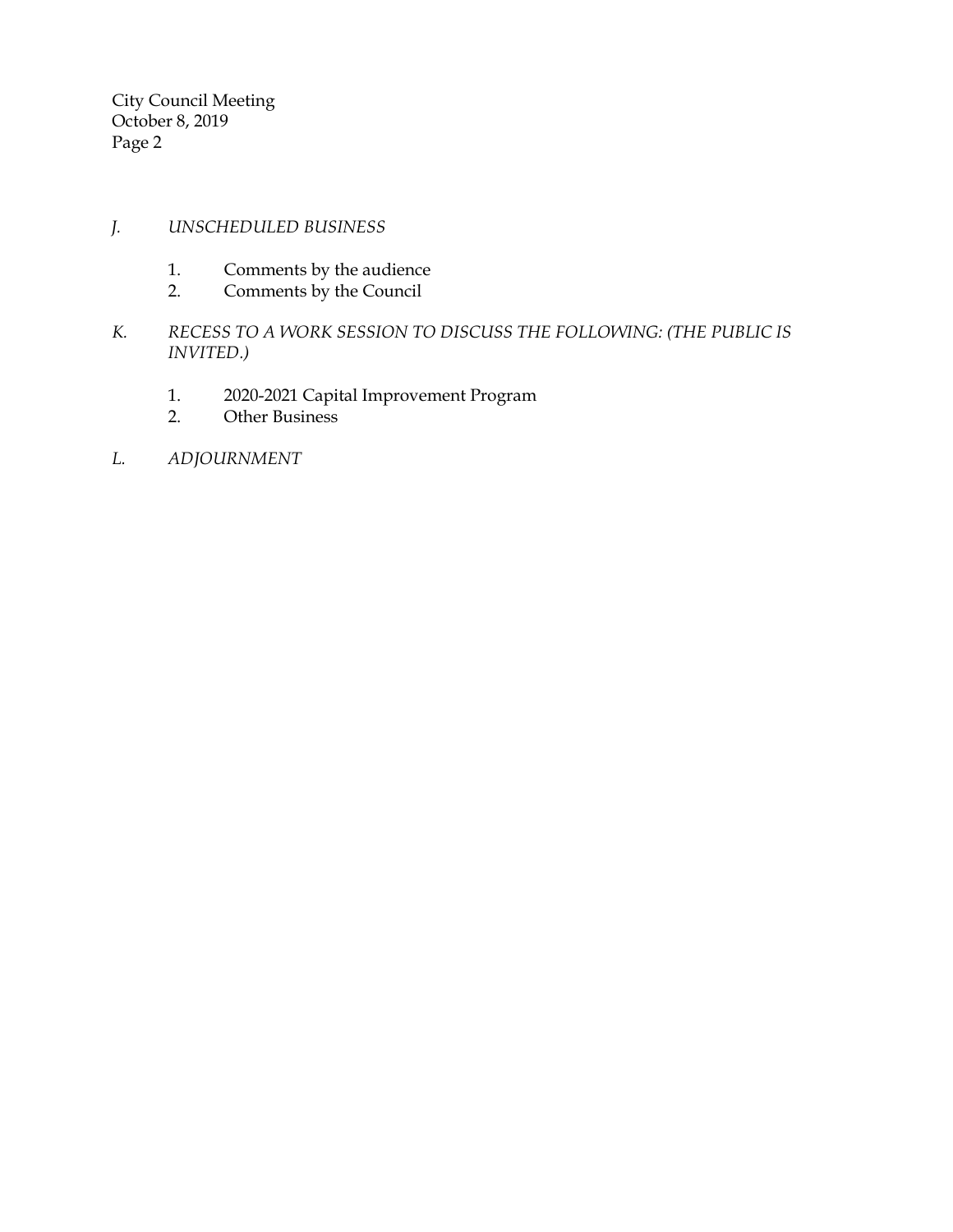*J. UNSCHEDULED BUSINESS*

1. Comments by the audience
2. Comments by the Council

*K. RECESS TO A WORK SESSION TO DISCUSS THE FOLLOWING: (THE PUBLIC IS INVITED.)*

1. 2020-2021 Capital Improvement Program
2. Other Business

*L. ADJOURNMENT*